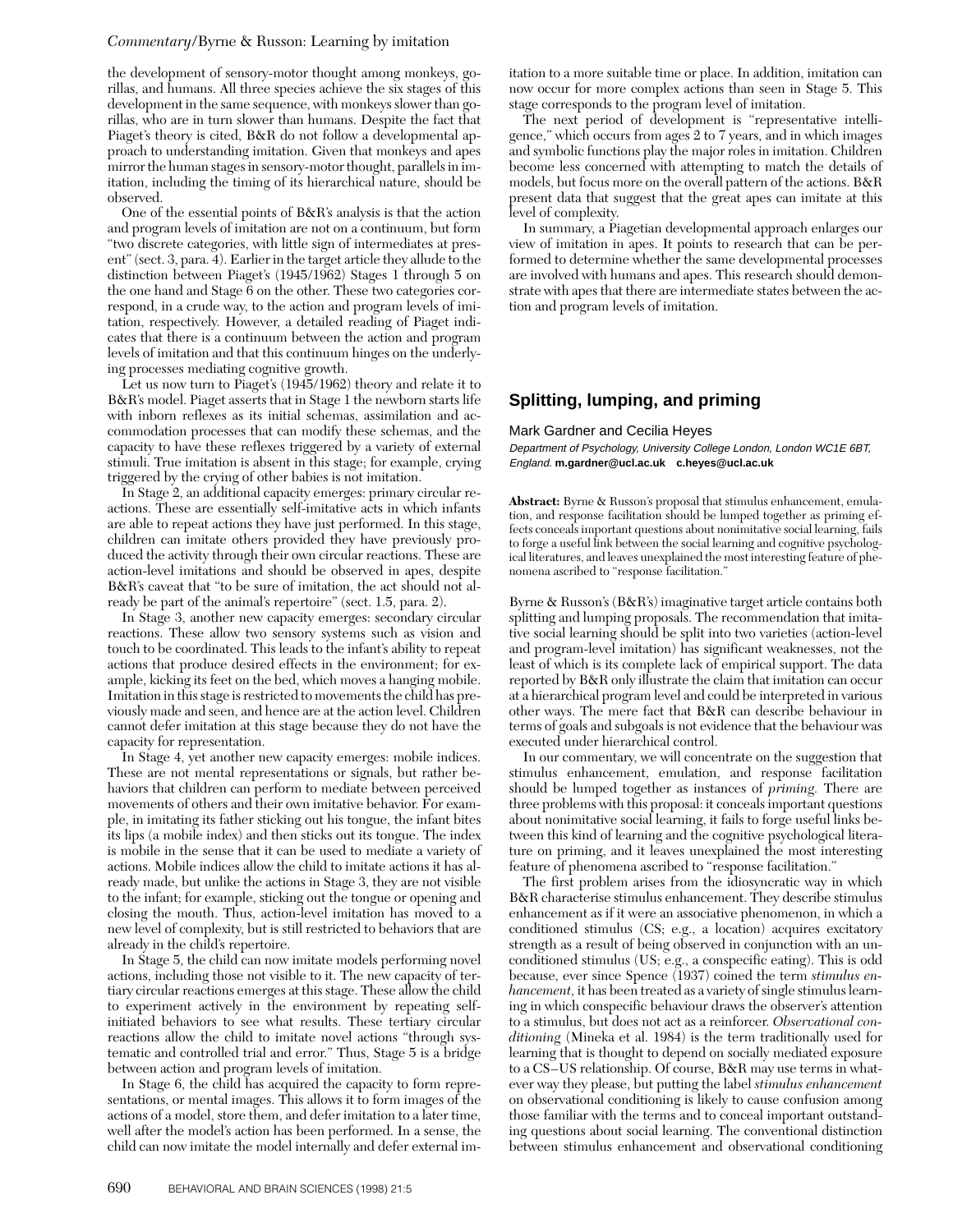the development of sensory-motor thought among monkeys, gorillas, and humans. All three species achieve the six stages of this development in the same sequence, with monkeys slower than gorillas, who are in turn slower than humans. Despite the fact that Piaget's theory is cited, B&R do not follow a developmental approach to understanding imitation. Given that monkeys and apes mirror the human stages in sensory-motor thought, parallels in imitation, including the timing of its hierarchical nature, should be observed.

One of the essential points of B&R's analysis is that the action and program levels of imitation are not on a continuum, but form "two discrete categories, with little sign of intermediates at present" (sect. 3, para. 4). Earlier in the target article they allude to the distinction between Piaget's (1945/1962) Stages 1 through 5 on the one hand and Stage 6 on the other. These two categories correspond, in a crude way, to the action and program levels of imitation, respectively. However, a detailed reading of Piaget indicates that there is a continuum between the action and program levels of imitation and that this continuum hinges on the underlying processes mediating cognitive growth.

Let us now turn to Piaget's (1945/1962) theory and relate it to B&R's model. Piaget asserts that in Stage 1 the newborn starts life with inborn reflexes as its initial schemas, assimilation and accommodation processes that can modify these schemas, and the capacity to have these reflexes triggered by a variety of external stimuli. True imitation is absent in this stage; for example, crying triggered by the crying of other babies is not imitation.

In Stage 2, an additional capacity emerges: primary circular reactions. These are essentially self-imitative acts in which infants are able to repeat actions they have just performed. In this stage, children can imitate others provided they have previously produced the activity through their own circular reactions. These are action-level imitations and should be observed in apes, despite B&R's caveat that "to be sure of imitation, the act should not already be part of the animal's repertoire" (sect. 1.5, para. 2).

In Stage 3, another new capacity emerges: secondary circular reactions. These allow two sensory systems such as vision and touch to be coordinated. This leads to the infant's ability to repeat actions that produce desired effects in the environment; for example, kicking its feet on the bed, which moves a hanging mobile. Imitation in this stage is restricted to movements the child has previously made and seen, and hence are at the action level. Children cannot defer imitation at this stage because they do not have the capacity for representation.

In Stage 4, yet another new capacity emerges: mobile indices. These are not mental representations or signals, but rather behaviors that children can perform to mediate between perceived movements of others and their own imitative behavior. For example, in imitating its father sticking out his tongue, the infant bites its lips (a mobile index) and then sticks out its tongue. The index is mobile in the sense that it can be used to mediate a variety of actions. Mobile indices allow the child to imitate actions it has already made, but unlike the actions in Stage 3, they are not visible to the infant; for example, sticking out the tongue or opening and closing the mouth. Thus, action-level imitation has moved to a new level of complexity, but is still restricted to behaviors that are already in the child's repertoire.

In Stage 5, the child can now imitate models performing novel actions, including those not visible to it. The new capacity of tertiary circular reactions emerges at this stage. These allow the child to experiment actively in the environment by repeating self-initiated behaviors to see what results. These tertiary circular reactions allow the child to imitate novel actions "through systematic and controlled trial and error." Thus, Stage 5 is a bridge between action and program levels of imitation.

In Stage 6, the child has acquired the capacity to form representations, or mental images. This allows it to form images of the actions of a model, store them, and defer imitation to a later time, well after the model's action has been performed. In a sense, the child can now imitate the model internally and defer external imitation to a more suitable time or place. In addition, imitation can now occur for more complex actions than seen in Stage 5. This stage corresponds to the program level of imitation.

The next period of development is "representative intelligence," which occurs from ages 2 to 7 years, and in which images and symbolic functions play the major roles in imitation. Children become less concerned with attempting to match the details of models, but focus more on the overall pattern of the actions. B&R present data that suggest that the great apes can imitate at this level of complexity.

In summary, a Piagetian developmental approach enlarges our view of imitation in apes. It points to research that can be performed to determine whether the same developmental processes are involved with humans and apes. This research should demonstrate with apes that there are intermediate states between the action and program levels of imitation.

## Splitting, lumping, and priming

Mark Gardner and Cecilia Heyes

*Department of Psychology, University College London, London WC1E 6BT, England.* **m.gardner@ucl.ac.uk c.heyes@ucl.ac.uk**

**Abstract:** Byrne & Russon's proposal that stimulus enhancement, emulation, and response facilitation should be lumped together as priming effects conceals important questions about nonimitative social learning, fails to forge a useful link between the social learning and cognitive psychological literatures, and leaves unexplained the most interesting feature of phenomena ascribed to "response facilitation."

Byrne & Russon's (B&R's) imaginative target article contains both splitting and lumping proposals. The recommendation that imitative social learning should be split into two varieties (action-level and program-level imitation) has significant weaknesses, not the least of which is its complete lack of empirical support. The data reported by B&R only illustrate the claim that imitation can occur at a hierarchical program level and could be interpreted in various other ways. The mere fact that B&R can describe behaviour in terms of goals and subgoals is not evidence that the behaviour was executed under hierarchical control.

In our commentary, we will concentrate on the suggestion that stimulus enhancement, emulation, and response facilitation should be lumped together as instances of *priming*. There are three problems with this proposal: it conceals important questions about nonimitative social learning, it fails to forge useful links between this kind of learning and the cognitive psychological literature on priming, and it leaves unexplained the most interesting feature of phenomena ascribed to "response facilitation."

The first problem arises from the idiosyncratic way in which B&R characterise stimulus enhancement. They describe stimulus enhancement as if it were an associative phenomenon, in which a conditioned stimulus (CS; e.g., a location) acquires excitatory strength as a result of being observed in conjunction with an unconditioned stimulus (US; e.g., a conspecific eating). This is odd because, ever since Spence (1937) coined the term *stimulus enhancement*, it has been treated as a variety of single stimulus learning in which conspecific behaviour draws the observer's attention to a stimulus, but does not act as a reinforcer. *Observational conditioning* (Mineka et al. 1984) is the term traditionally used for learning that is thought to depend on socially mediated exposure to a CS–US relationship. Of course, B&R may use terms in whatever way they please, but putting the label *stimulus enhancement* on observational conditioning is likely to cause confusion among those familiar with the terms and to conceal important outstanding questions about social learning. The conventional distinction between stimulus enhancement and observational conditioning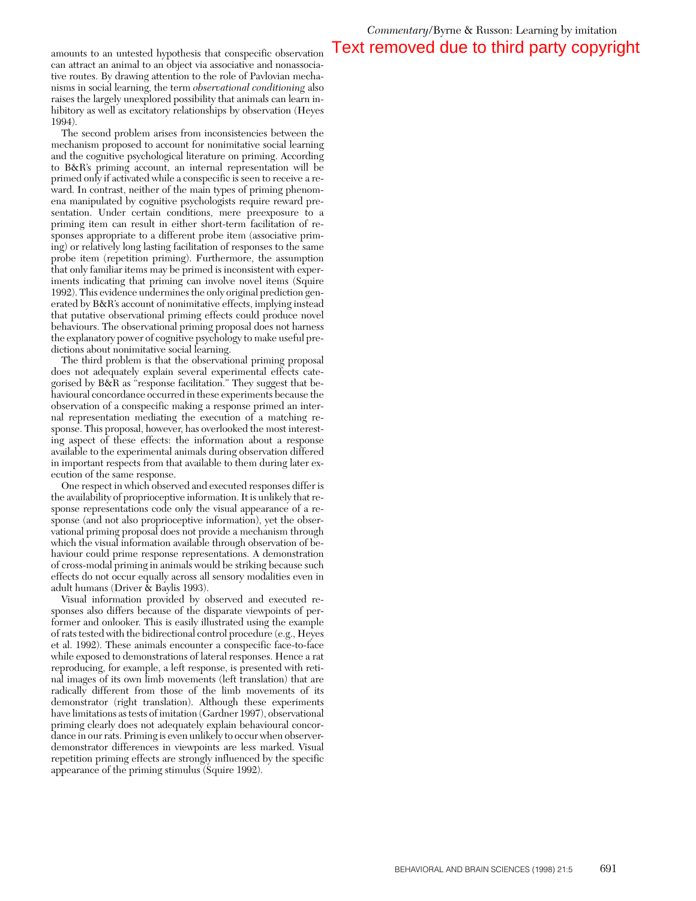amounts to an untested hypothesis that conspecific observation can attract an animal to an object via associative and nonassociative routes. By drawing attention to the role of Pavlovian mechanisms in social learning, the term *observational conditioning* also raises the largely unexplored possibility that animals can learn inhibitory as well as excitatory relationships by observation (Heyes 1994).

The second problem arises from inconsistencies between the mechanism proposed to account for nonimitative social learning and the cognitive psychological literature on priming. According to B&R's priming account, an internal representation will be primed only if activated while a conspecific is seen to receive a reward. In contrast, neither of the main types of priming phenomena manipulated by cognitive psychologists require reward presentation. Under certain conditions, mere preexposure to a priming item can result in either short-term facilitation of responses appropriate to a different probe item (associative priming) or relatively long lasting facilitation of responses to the same probe item (repetition priming). Furthermore, the assumption that only familiar items may be primed is inconsistent with experiments indicating that priming can involve novel items (Squire 1992). This evidence undermines the only original prediction generated by B&R's account of nonimitative effects, implying instead that putative observational priming effects could produce novel behaviours. The observational priming proposal does not harness the explanatory power of cognitive psychology to make useful predictions about nonimitative social learning.

The third problem is that the observational priming proposal does not adequately explain several experimental effects categorised by B&R as "response facilitation." They suggest that behavioural concordance occurred in these experiments because the observation of a conspecific making a response primed an internal representation mediating the execution of a matching response. This proposal, however, has overlooked the most interesting aspect of these effects: the information about a response available to the experimental animals during observation differed in important respects from that available to them during later execution of the same response.

One respect in which observed and executed responses differ is the availability of proprioceptive information. It is unlikely that response representations code only the visual appearance of a response (and not also proprioceptive information), yet the observational priming proposal does not provide a mechanism through which the visual information available through observation of behaviour could prime response representations. A demonstration of cross-modal priming in animals would be striking because such effects do not occur equally across all sensory modalities even in adult humans (Driver & Baylis 1993).

Visual information provided by observed and executed responses also differs because of the disparate viewpoints of performer and onlooker. This is easily illustrated using the example of rats tested with the bidirectional control procedure (e.g., Heyes et al. 1992). These animals encounter a conspecific face-to-face while exposed to demonstrations of lateral responses. Hence a rat reproducing, for example, a left response, is presented with retinal images of its own limb movements (left translation) that are radically different from those of the limb movements of its demonstrator (right translation). Although these experiments have limitations as tests of imitation (Gardner 1997), observational priming clearly does not adequately explain behavioural concordance in our rats. Priming is even unlikely to occur when observer-demonstrator differences in viewpoints are less marked. Visual repetition priming effects are strongly influenced by the specific appearance of the priming stimulus (Squire 1992).

Text removed due to third party copyright